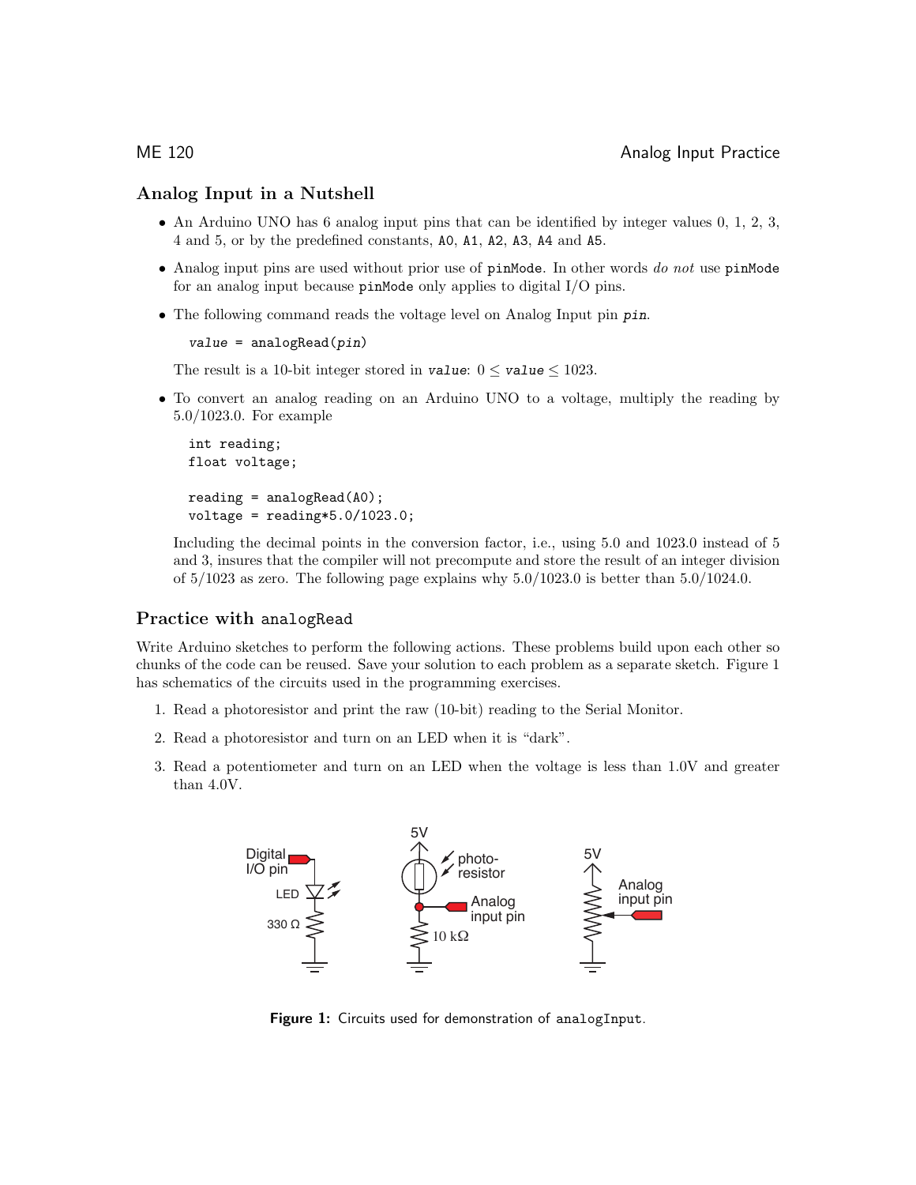## Analog Input in a Nutshell

- An Arduino UNO has 6 analog input pins that can be identified by integer values 0, 1, 2, 3, 4 and 5, or by the predefined constants, `A0`, `A1`, `A2`, `A3`, `A4` and `A5`.
- Analog input pins are used without prior use of `pinMode`. In other words *do not* use `pinMode` for an analog input because `pinMode` only applies to digital I/O pins.
- The following command reads the voltage level on Analog Input pin ***`pin`***.

  ```
  value = analogRead(pin)
  ```

  The result is a 10-bit integer stored in ***`value`***: $0 \leq$ ***`value`*** $\leq 1023$.

- To convert an analog reading on an Arduino UNO to a voltage, multiply the reading by 5.0/1023.0. For example

  ```
  int reading;
  float voltage;

  reading = analogRead(A0);
  voltage = reading*5.0/1023.0;
  ```

  Including the decimal points in the conversion factor, i.e., using 5.0 and 1023.0 instead of 5 and 3, insures that the compiler will not precompute and store the result of an integer division of 5/1023 as zero. The following page explains why 5.0/1023.0 is better than 5.0/1024.0.

## Practice with `analogRead`

Write Arduino sketches to perform the following actions. These problems build upon each other so chunks of the code can be reused. Save your solution to each problem as a separate sketch. Figure 1 has schematics of the circuits used in the programming exercises.

1. Read a photoresistor and print the raw (10-bit) reading to the Serial Monitor.
2. Read a photoresistor and turn on an LED when it is "dark".
3. Read a potentiometer and turn on an LED when the voltage is less than 1.0V and greater than 4.0V.

Digital I/O pin, LED, 330 Ω — 5V, photo-resistor, Analog input pin, 10 kΩ — 5V, Analog input pin

**Figure 1:** Circuits used for demonstration of `analogInput`.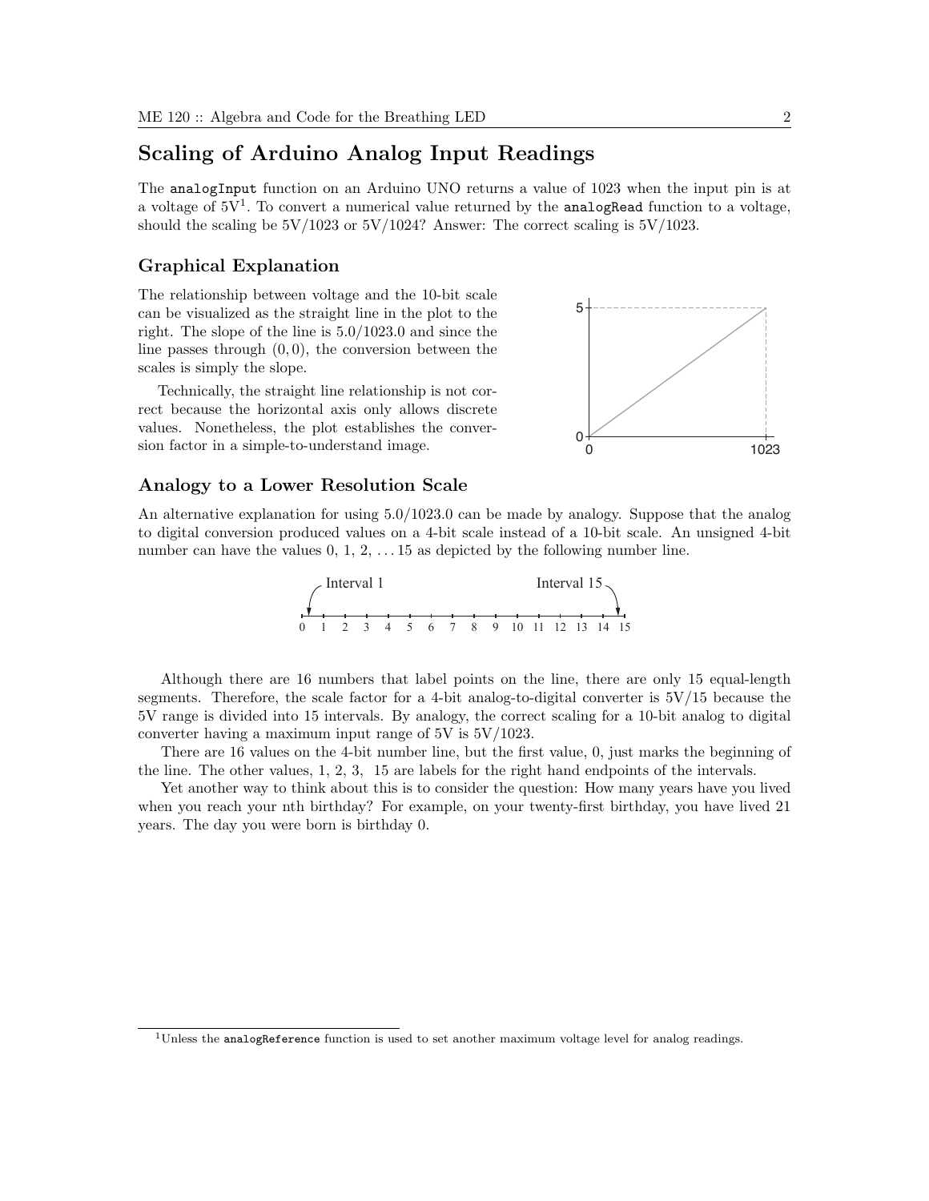# Scaling of Arduino Analog Input Readings

The `analogInput` function on an Arduino UNO returns a value of 1023 when the input pin is at a voltage of 5V[1]. To convert a numerical value returned by the `analogRead` function to a voltage, should the scaling be 5V/1023 or 5V/1024? Answer: The correct scaling is 5V/1023.

## Graphical Explanation

The relationship between voltage and the 10-bit scale can be visualized as the straight line in the plot to the right. The slope of the line is 5.0/1023.0 and since the line passes through $(0, 0)$, the conversion between the scales is simply the slope.

Technically, the straight line relationship is not correct because the horizontal axis only allows discrete values. Nonetheless, the plot establishes the conversion factor in a simple-to-understand image.

5
0
0
1023

## Analogy to a Lower Resolution Scale

An alternative explanation for using 5.0/1023.0 can be made by analogy. Suppose that the analog to digital conversion produced values on a 4-bit scale instead of a 10-bit scale. An unsigned 4-bit number can have the values 0, 1, 2, ... 15 as depicted by the following number line.

Interval 1
Interval 15
0 1 2 3 4 5 6 7 8 9 10 11 12 13 14 15

Although there are 16 numbers that label points on the line, there are only 15 equal-length segments. Therefore, the scale factor for a 4-bit analog-to-digital converter is 5V/15 because the 5V range is divided into 15 intervals. By analogy, the correct scaling for a 10-bit analog to digital converter having a maximum input range of 5V is 5V/1023.

There are 16 values on the 4-bit number line, but the first value, 0, just marks the beginning of the line. The other values, 1, 2, 3, 15 are labels for the right hand endpoints of the intervals.

Yet another way to think about this is to consider the question: How many years have you lived when you reach your nth birthday? For example, on your twenty-first birthday, you have lived 21 years. The day you were born is birthday 0.

[1] Unless the `analogReference` function is used to set another maximum voltage level for analog readings.